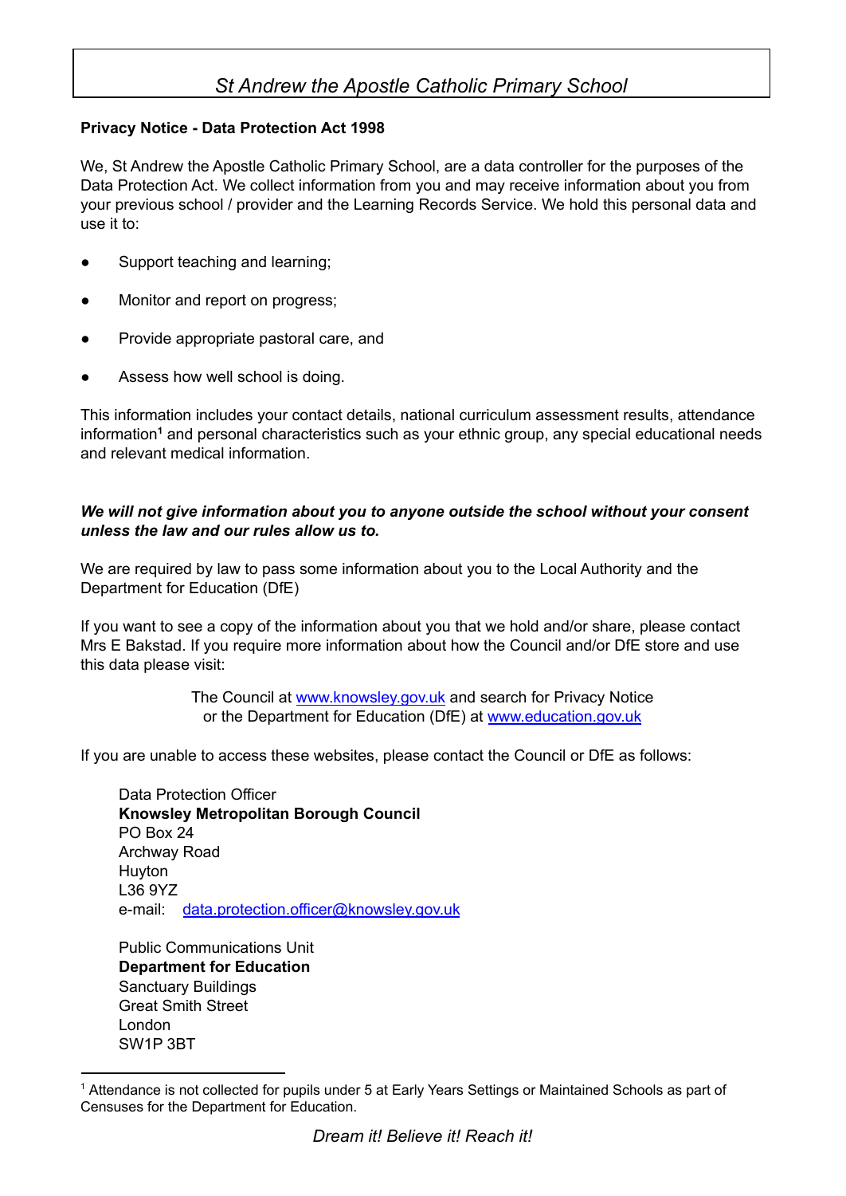# *St Andrew the Apostle Catholic Primary School*

**Privacy Notice - Data Protection Act 1998**

We, St Andrew the Apostle Catholic Primary School, are a data controller for the purposes of the Data Protection Act. We collect information from you and may receive information about you from your previous school / provider and the Learning Records Service. We hold this personal data and use it to:

- Support teaching and learning;
- Monitor and report on progress;
- Provide appropriate pastoral care, and
- Assess how well school is doing.

This information includes your contact details, national curriculum assessment results, attendance information[1] and personal characteristics such as your ethnic group, any special educational needs and relevant medical information.

***We will not give information about you to anyone outside the school without your consent unless the law and our rules allow us to.***

We are required by law to pass some information about you to the Local Authority and the Department for Education (DfE)

If you want to see a copy of the information about you that we hold and/or share, please contact Mrs E Bakstad. If you require more information about how the Council and/or DfE store and use this data please visit:

The Council at www.knowsley.gov.uk and search for Privacy Notice
or the Department for Education (DfE) at www.education.gov.uk

If you are unable to access these websites, please contact the Council or DfE as follows:

Data Protection Officer
**Knowsley Metropolitan Borough Council**
PO Box 24
Archway Road
Huyton
L36 9YZ
e-mail: data.protection.officer@knowsley.gov.uk

Public Communications Unit
**Department for Education**
Sanctuary Buildings
Great Smith Street
London
SW1P 3BT

[1] Attendance is not collected for pupils under 5 at Early Years Settings or Maintained Schools as part of Censuses for the Department for Education.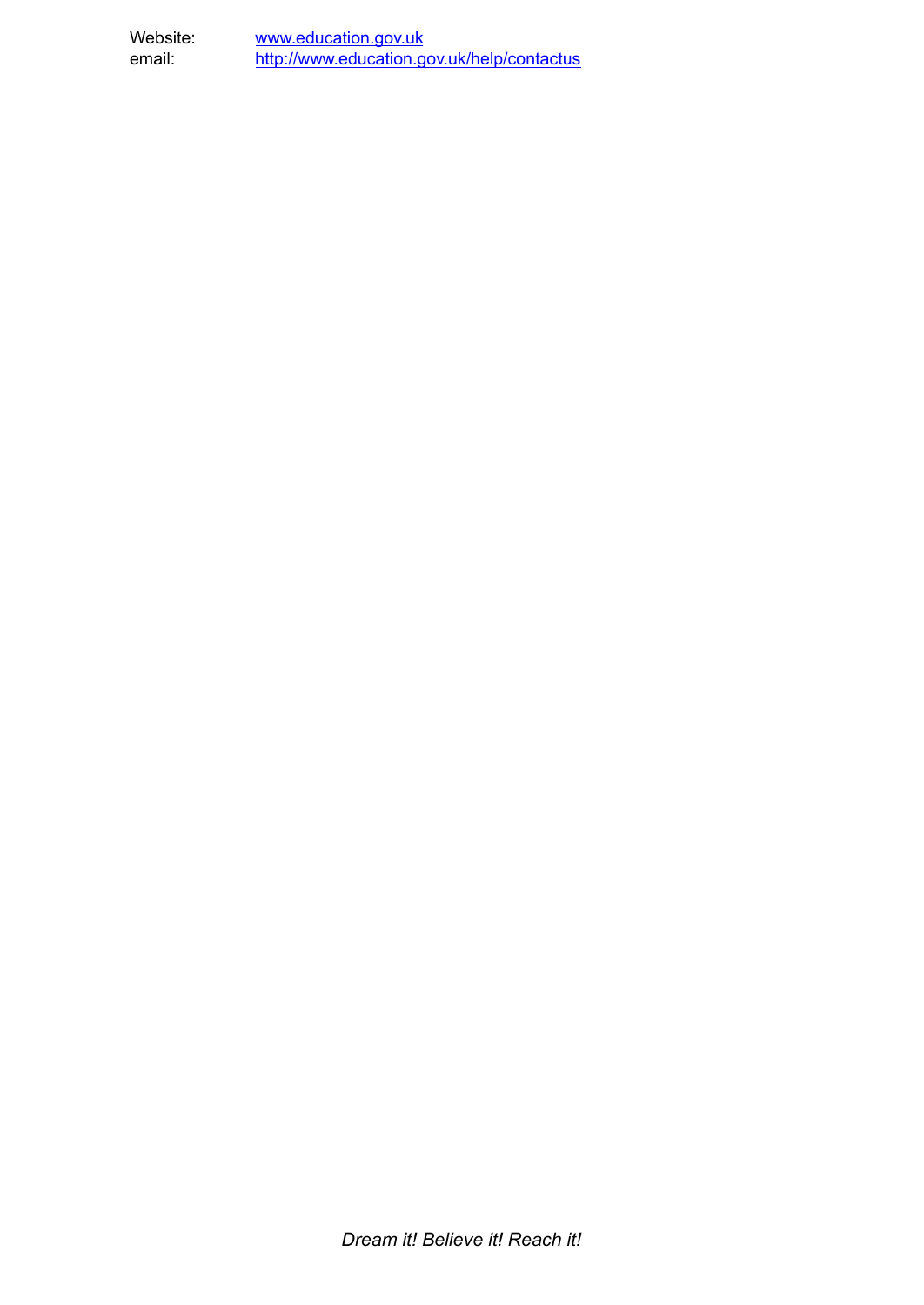Website: www.education.gov.uk
email: http://www.education.gov.uk/help/contactus

*Dream it! Believe it! Reach it!*